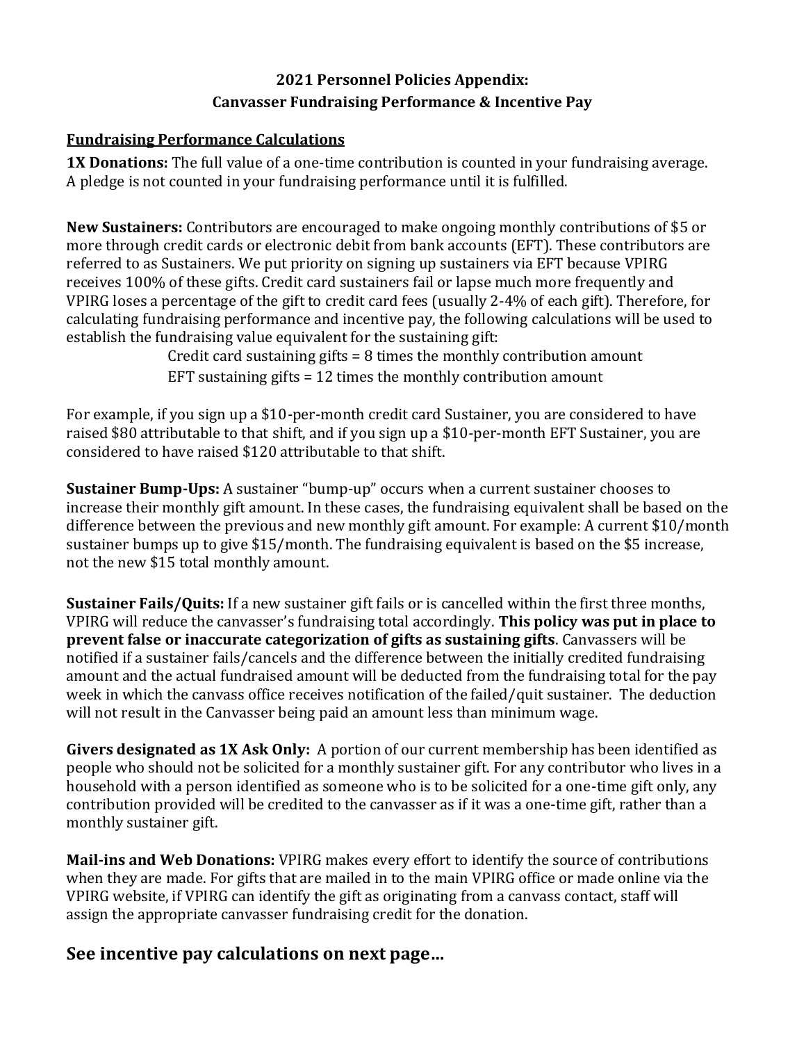# 2021 Personnel Policies Appendix:
# Canvasser Fundraising Performance & Incentive Pay

## Fundraising Performance Calculations

**1X Donations:** The full value of a one-time contribution is counted in your fundraising average. A pledge is not counted in your fundraising performance until it is fulfilled.

**New Sustainers:** Contributors are encouraged to make ongoing monthly contributions of $5 or more through credit cards or electronic debit from bank accounts (EFT). These contributors are referred to as Sustainers. We put priority on signing up sustainers via EFT because VPIRG receives 100% of these gifts. Credit card sustainers fail or lapse much more frequently and VPIRG loses a percentage of the gift to credit card fees (usually 2-4% of each gift). Therefore, for calculating fundraising performance and incentive pay, the following calculations will be used to establish the fundraising value equivalent for the sustaining gift:

Credit card sustaining gifts = 8 times the monthly contribution amount

EFT sustaining gifts = 12 times the monthly contribution amount

For example, if you sign up a $10-per-month credit card Sustainer, you are considered to have raised $80 attributable to that shift, and if you sign up a $10-per-month EFT Sustainer, you are considered to have raised $120 attributable to that shift.

**Sustainer Bump-Ups:** A sustainer "bump-up" occurs when a current sustainer chooses to increase their monthly gift amount. In these cases, the fundraising equivalent shall be based on the difference between the previous and new monthly gift amount. For example: A current $10/month sustainer bumps up to give $15/month. The fundraising equivalent is based on the $5 increase, not the new $15 total monthly amount.

**Sustainer Fails/Quits:** If a new sustainer gift fails or is cancelled within the first three months, VPIRG will reduce the canvasser's fundraising total accordingly. **This policy was put in place to prevent false or inaccurate categorization of gifts as sustaining gifts**. Canvassers will be notified if a sustainer fails/cancels and the difference between the initially credited fundraising amount and the actual fundraised amount will be deducted from the fundraising total for the pay week in which the canvass office receives notification of the failed/quit sustainer. The deduction will not result in the Canvasser being paid an amount less than minimum wage.

**Givers designated as 1X Ask Only:** A portion of our current membership has been identified as people who should not be solicited for a monthly sustainer gift. For any contributor who lives in a household with a person identified as someone who is to be solicited for a one-time gift only, any contribution provided will be credited to the canvasser as if it was a one-time gift, rather than a monthly sustainer gift.

**Mail-ins and Web Donations:** VPIRG makes every effort to identify the source of contributions when they are made. For gifts that are mailed in to the main VPIRG office or made online via the VPIRG website, if VPIRG can identify the gift as originating from a canvass contact, staff will assign the appropriate canvasser fundraising credit for the donation.

## See incentive pay calculations on next page…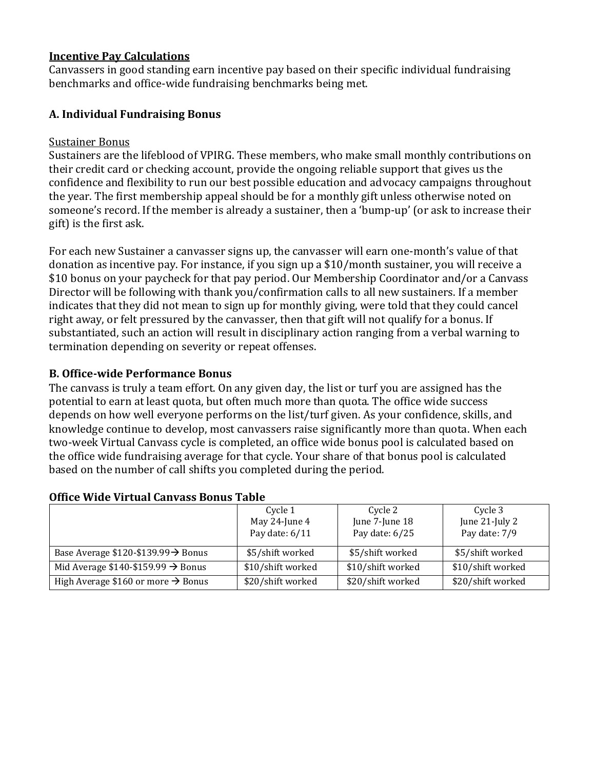**<u>Incentive Pay Calculations</u>**

Canvassers in good standing earn incentive pay based on their specific individual fundraising benchmarks and office-wide fundraising benchmarks being met.

### A. Individual Fundraising Bonus

<u>Sustainer Bonus</u>

Sustainers are the lifeblood of VPIRG. These members, who make small monthly contributions on their credit card or checking account, provide the ongoing reliable support that gives us the confidence and flexibility to run our best possible education and advocacy campaigns throughout the year. The first membership appeal should be for a monthly gift unless otherwise noted on someone's record. If the member is already a sustainer, then a 'bump-up' (or ask to increase their gift) is the first ask.

For each new Sustainer a canvasser signs up, the canvasser will earn one-month's value of that donation as incentive pay. For instance, if you sign up a $10/month sustainer, you will receive a $10 bonus on your paycheck for that pay period. Our Membership Coordinator and/or a Canvass Director will be following with thank you/confirmation calls to all new sustainers. If a member indicates that they did not mean to sign up for monthly giving, were told that they could cancel right away, or felt pressured by the canvasser, then that gift will not qualify for a bonus. If substantiated, such an action will result in disciplinary action ranging from a verbal warning to termination depending on severity or repeat offenses.

### B. Office-wide Performance Bonus

The canvass is truly a team effort. On any given day, the list or turf you are assigned has the potential to earn at least quota, but often much more than quota. The office wide success depends on how well everyone performs on the list/turf given. As your confidence, skills, and knowledge continue to develop, most canvassers raise significantly more than quota. When each two-week Virtual Canvass cycle is completed, an office wide bonus pool is calculated based on the office wide fundraising average for that cycle. Your share of that bonus pool is calculated based on the number of call shifts you completed during the period.

**Office Wide Virtual Canvass Bonus Table**

| | Cycle 1<br>May 24-June 4<br>Pay date: 6/11 | Cycle 2<br>June 7-June 18<br>Pay date: 6/25 | Cycle 3<br>June 21-July 2<br>Pay date: 7/9 |
|---|---|---|---|
| Base Average $120-$139.99→ Bonus | $5/shift worked | $5/shift worked | $5/shift worked |
| Mid Average $140-$159.99 → Bonus | $10/shift worked | $10/shift worked | $10/shift worked |
| High Average $160 or more → Bonus | $20/shift worked | $20/shift worked | $20/shift worked |